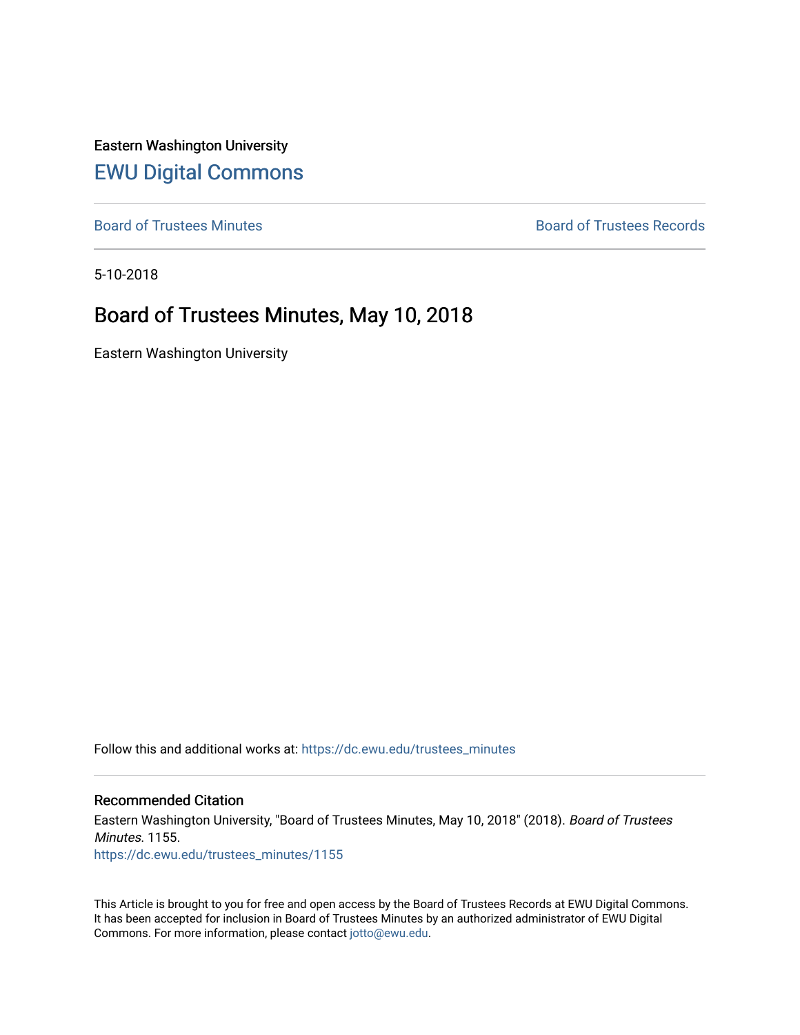Eastern Washington University

## EWU Digital Commons

Board of Trustees Minutes

Board of Trustees Records

5-10-2018

# Board of Trustees Minutes, May 10, 2018

Eastern Washington University

Follow this and additional works at: https://dc.ewu.edu/trustees_minutes

### Recommended Citation

Eastern Washington University, "Board of Trustees Minutes, May 10, 2018" (2018). *Board of Trustees Minutes*. 1155.
https://dc.ewu.edu/trustees_minutes/1155

This Article is brought to you for free and open access by the Board of Trustees Records at EWU Digital Commons. It has been accepted for inclusion in Board of Trustees Minutes by an authorized administrator of EWU Digital Commons. For more information, please contact jotto@ewu.edu.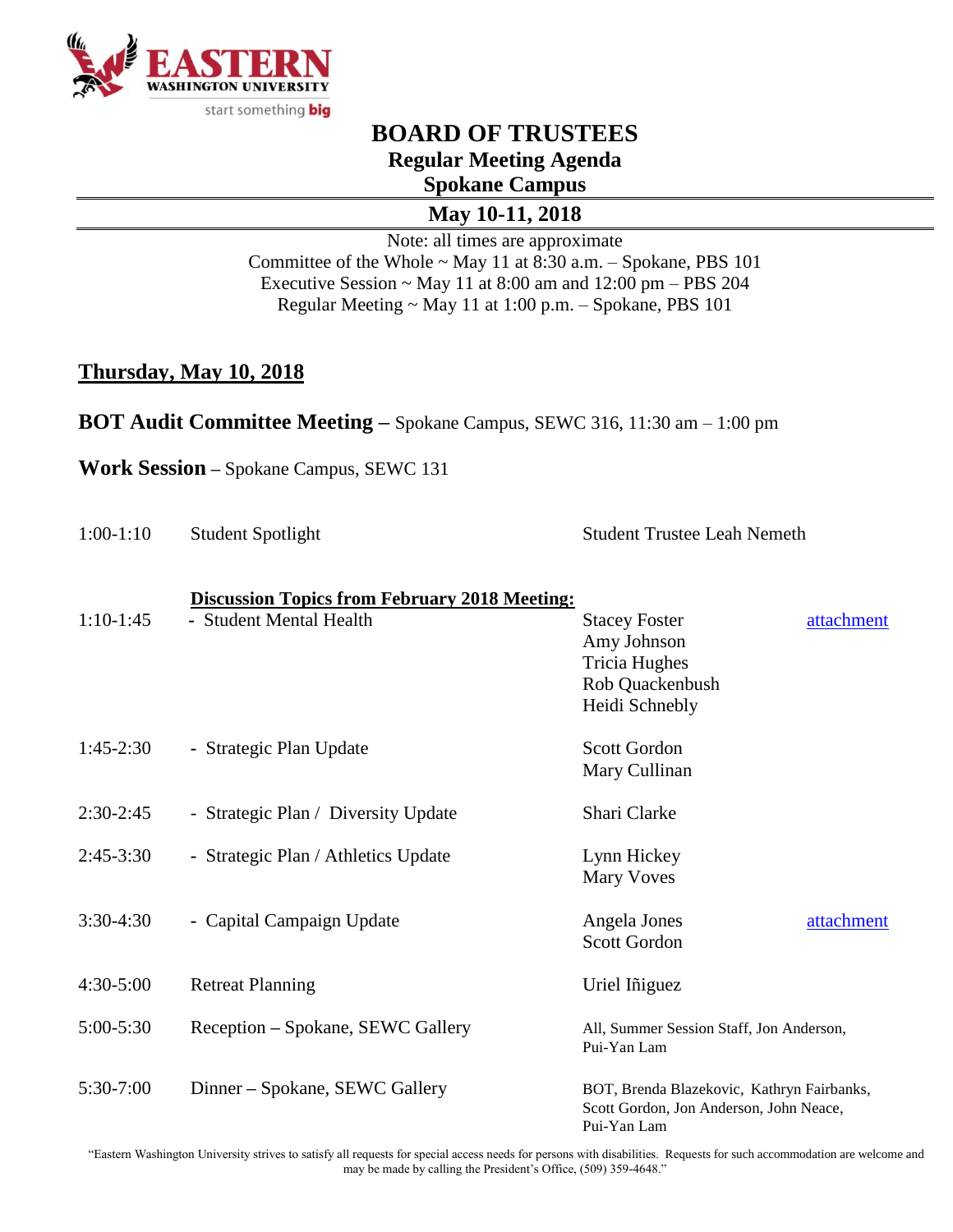# BOARD OF TRUSTEES

## Regular Meeting Agenda

## Spokane Campus

## May 10-11, 2018

Note: all times are approximate
Committee of the Whole ~ May 11 at 8:30 a.m. – Spokane, PBS 101
Executive Session ~ May 11 at 8:00 am and 12:00 pm – PBS 204
Regular Meeting ~ May 11 at 1:00 p.m. – Spokane, PBS 101

## Thursday, May 10, 2018

**BOT Audit Committee Meeting –** Spokane Campus, SEWC 316, 11:30 am – 1:00 pm

**Work Session –** Spokane Campus, SEWC 131

| Time | Item | Presenter(s) | |
|---|---|---|---|
| 1:00-1:10 | Student Spotlight | Student Trustee Leah Nemeth | |
| | **Discussion Topics from February 2018 Meeting:** | | |
| 1:10-1:45 | - Student Mental Health | Stacey Foster<br>Amy Johnson<br>Tricia Hughes<br>Rob Quackenbush<br>Heidi Schnebly | attachment |
| 1:45-2:30 | - Strategic Plan Update | Scott Gordon<br>Mary Cullinan | |
| 2:30-2:45 | - Strategic Plan / Diversity Update | Shari Clarke | |
| 2:45-3:30 | - Strategic Plan / Athletics Update | Lynn Hickey<br>Mary Voves | |
| 3:30-4:30 | - Capital Campaign Update | Angela Jones<br>Scott Gordon | attachment |
| 4:30-5:00 | Retreat Planning | Uriel Iñiguez | |
| 5:00-5:30 | Reception – Spokane, SEWC Gallery | All, Summer Session Staff, Jon Anderson, Pui-Yan Lam | |
| 5:30-7:00 | Dinner – Spokane, SEWC Gallery | BOT, Brenda Blazekovic, Kathryn Fairbanks, Scott Gordon, Jon Anderson, John Neace, Pui-Yan Lam | |

"Eastern Washington University strives to satisfy all requests for special access needs for persons with disabilities. Requests for such accommodation are welcome and may be made by calling the President's Office, (509) 359-4648."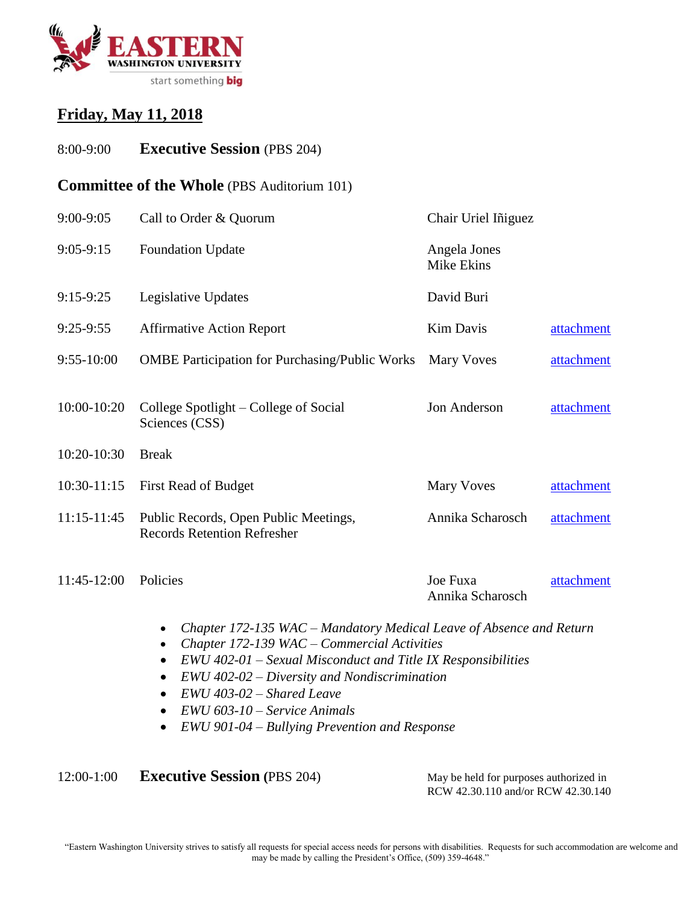EASTERN WASHINGTON UNIVERSITY

start something big

## Friday, May 11, 2018

8:00-9:00 **Executive Session** (PBS 204)

## Committee of the Whole (PBS Auditorium 101)

| Time | Item | Presenter | |
|---|---|---|---|
| 9:00-9:05 | Call to Order & Quorum | Chair Uriel Iñiguez | |
| 9:05-9:15 | Foundation Update | Angela Jones<br>Mike Ekins | |
| 9:15-9:25 | Legislative Updates | David Buri | |
| 9:25-9:55 | Affirmative Action Report | Kim Davis | attachment |
| 9:55-10:00 | OMBE Participation for Purchasing/Public Works | Mary Voves | attachment |
| 10:00-10:20 | College Spotlight – College of Social Sciences (CSS) | Jon Anderson | attachment |
| 10:20-10:30 | Break | | |
| 10:30-11:15 | First Read of Budget | Mary Voves | attachment |
| 11:15-11:45 | Public Records, Open Public Meetings, Records Retention Refresher | Annika Scharosch | attachment |
| 11:45-12:00 | Policies | Joe Fuxa<br>Annika Scharosch | attachment |

- *Chapter 172-135 WAC – Mandatory Medical Leave of Absence and Return*
- *Chapter 172-139 WAC – Commercial Activities*
- *EWU 402-01 – Sexual Misconduct and Title IX Responsibilities*
- *EWU 402-02 – Diversity and Nondiscrimination*
- *EWU 403-02 – Shared Leave*
- *EWU 603-10 – Service Animals*
- *EWU 901-04 – Bullying Prevention and Response*

12:00-1:00 **Executive Session** (PBS 204) — May be held for purposes authorized in RCW 42.30.110 and/or RCW 42.30.140

"Eastern Washington University strives to satisfy all requests for special access needs for persons with disabilities. Requests for such accommodation are welcome and may be made by calling the President's Office, (509) 359-4648."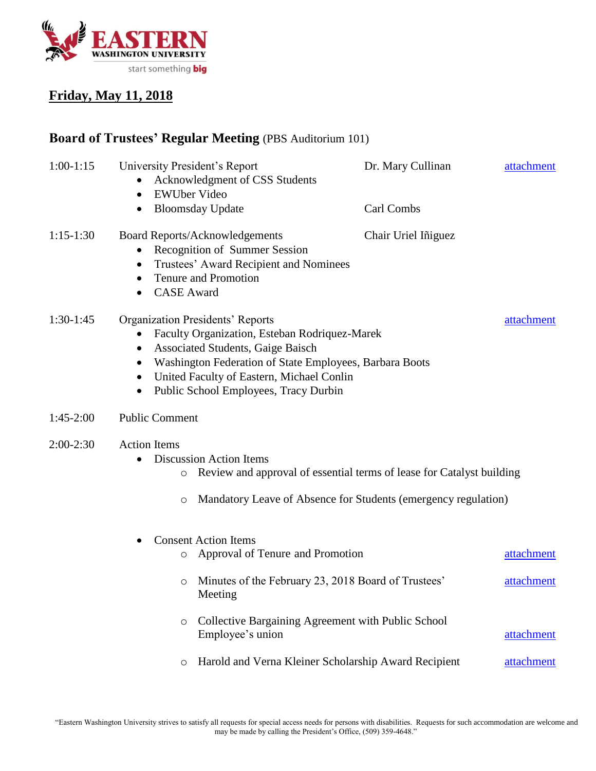**EASTERN WASHINGTON UNIVERSITY**

start something **big**

## Friday, May 11, 2018

### Board of Trustees' Regular Meeting (PBS Auditorium 101)

**1:00-1:15** University President's Report — Dr. Mary Cullinan — attachment

- Acknowledgment of CSS Students
- EWUber Video
- Bloomsday Update — Carl Combs

**1:15-1:30** Board Reports/Acknowledgements — Chair Uriel Iñiguez

- Recognition of Summer Session
- Trustees' Award Recipient and Nominees
- Tenure and Promotion
- CASE Award

**1:30-1:45** Organization Presidents' Reports — attachment

- Faculty Organization, Esteban Rodriquez-Marek
- Associated Students, Gaige Baisch
- Washington Federation of State Employees, Barbara Boots
- United Faculty of Eastern, Michael Conlin
- Public School Employees, Tracy Durbin

**1:45-2:00** Public Comment

**2:00-2:30** Action Items

- Discussion Action Items
  - Review and approval of essential terms of lease for Catalyst building
  - Mandatory Leave of Absence for Students (emergency regulation)
- Consent Action Items
  - Approval of Tenure and Promotion — attachment
  - Minutes of the February 23, 2018 Board of Trustees' Meeting — attachment
  - Collective Bargaining Agreement with Public School Employee's union — attachment
  - Harold and Verna Kleiner Scholarship Award Recipient — attachment

"Eastern Washington University strives to satisfy all requests for special access needs for persons with disabilities. Requests for such accommodation are welcome and may be made by calling the President's Office, (509) 359-4648."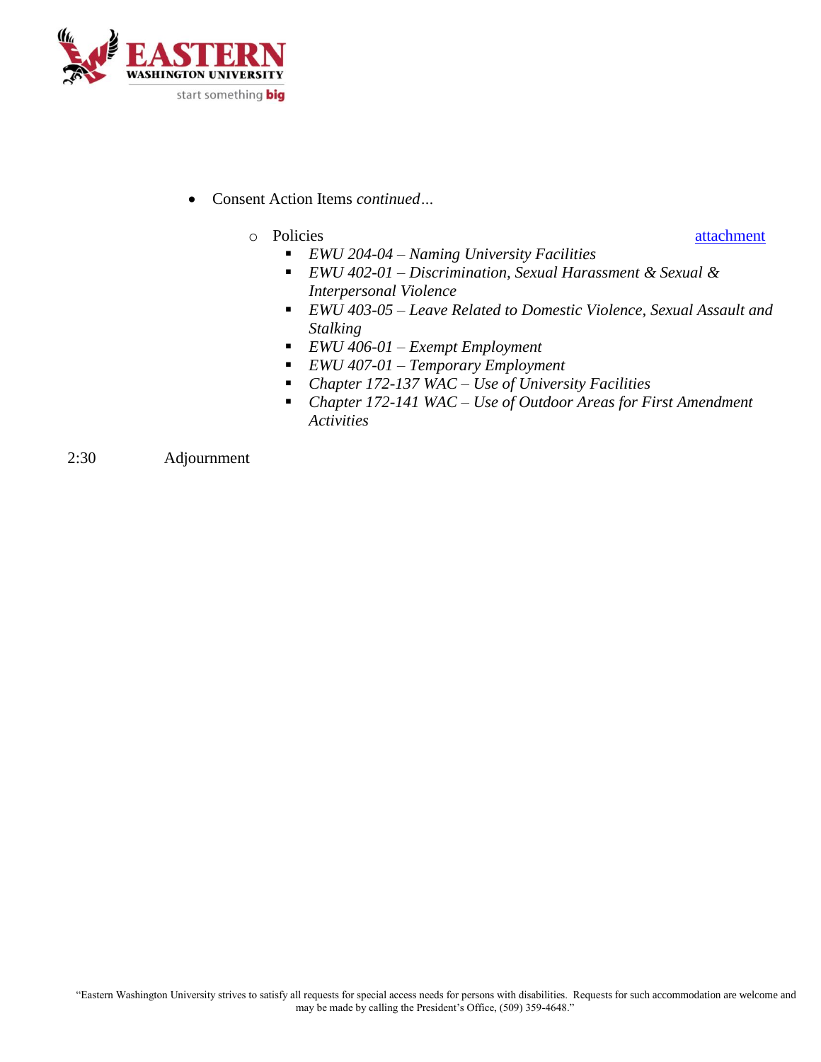- Consent Action Items *continued…*

    - Policies — attachment
        - *EWU 204-04 – Naming University Facilities*
        - *EWU 402-01 – Discrimination, Sexual Harassment & Sexual & Interpersonal Violence*
        - *EWU 403-05 – Leave Related to Domestic Violence, Sexual Assault and Stalking*
        - *EWU 406-01 – Exempt Employment*
        - *EWU 407-01 – Temporary Employment*
        - *Chapter 172-137 WAC – Use of University Facilities*
        - *Chapter 172-141 WAC – Use of Outdoor Areas for First Amendment Activities*

2:30 Adjournment

"Eastern Washington University strives to satisfy all requests for special access needs for persons with disabilities. Requests for such accommodation are welcome and may be made by calling the President's Office, (509) 359-4648."